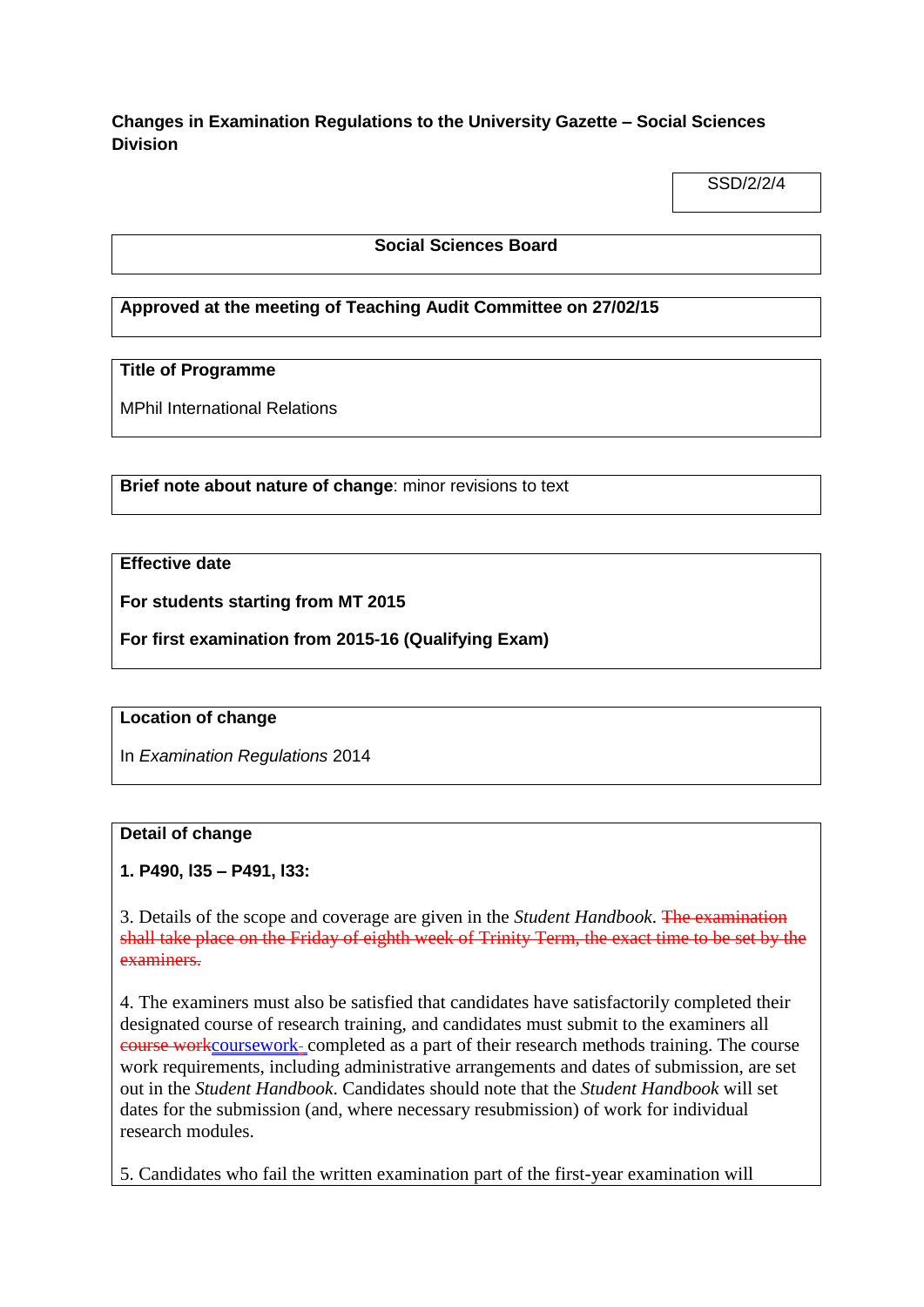**Changes in Examination Regulations to the University Gazette – Social Sciences Division**

SSD/2/2/4

**Social Sciences Board**

**Approved at the meeting of Teaching Audit Committee on 27/02/15**

**Title of Programme**

MPhil International Relations

**Brief note about nature of change**: minor revisions to text

**Effective date**

**For students starting from MT 2015**

**For first examination from 2015-16 (Qualifying Exam)**

**Location of change**

In *Examination Regulations* 2014

**Detail of change**

**1. P490, l35 – P491, l33:**

3. Details of the scope and coverage are given in the *Student Handbook*. ~~The examination shall take place on the Friday of eighth week of Trinity Term, the exact time to be set by the examiners.~~

4. The examiners must also be satisfied that candidates have satisfactorily completed their designated course of research training, and candidates must submit to the examiners all ~~course work~~coursework completed as a part of their research methods training. The course work requirements, including administrative arrangements and dates of submission, are set out in the *Student Handbook*. Candidates should note that the *Student Handbook* will set dates for the submission (and, where necessary resubmission) of work for individual research modules.

5. Candidates who fail the written examination part of the first-year examination will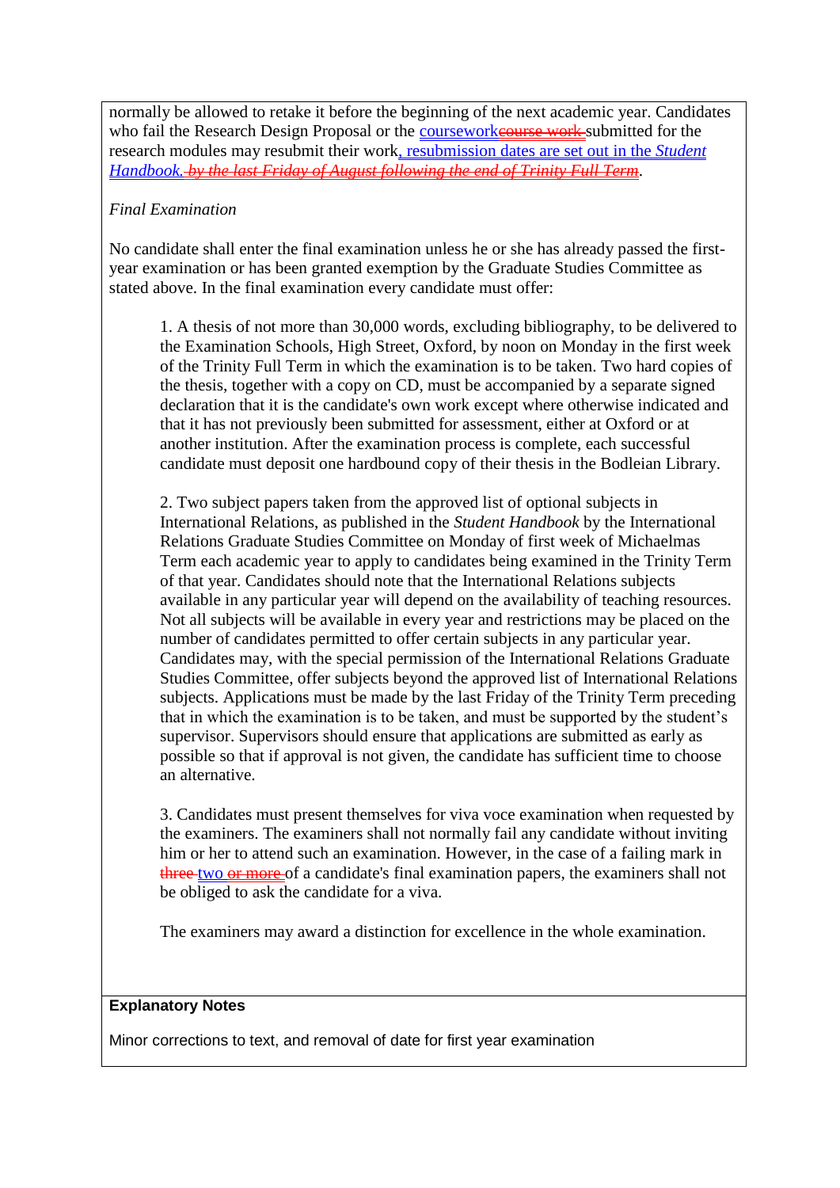normally be allowed to retake it before the beginning of the next academic year. Candidates who fail the Research Design Proposal or the coursework~~course work~~ submitted for the research modules may resubmit their work, resubmission dates are set out in the *Student Handbook*. ~~by the last Friday of August following the end of Trinity Full Term~~.

*Final Examination*

No candidate shall enter the final examination unless he or she has already passed the first-year examination or has been granted exemption by the Graduate Studies Committee as stated above. In the final examination every candidate must offer:

1. A thesis of not more than 30,000 words, excluding bibliography, to be delivered to the Examination Schools, High Street, Oxford, by noon on Monday in the first week of the Trinity Full Term in which the examination is to be taken. Two hard copies of the thesis, together with a copy on CD, must be accompanied by a separate signed declaration that it is the candidate's own work except where otherwise indicated and that it has not previously been submitted for assessment, either at Oxford or at another institution. After the examination process is complete, each successful candidate must deposit one hardbound copy of their thesis in the Bodleian Library.

2. Two subject papers taken from the approved list of optional subjects in International Relations, as published in the *Student Handbook* by the International Relations Graduate Studies Committee on Monday of first week of Michaelmas Term each academic year to apply to candidates being examined in the Trinity Term of that year. Candidates should note that the International Relations subjects available in any particular year will depend on the availability of teaching resources. Not all subjects will be available in every year and restrictions may be placed on the number of candidates permitted to offer certain subjects in any particular year. Candidates may, with the special permission of the International Relations Graduate Studies Committee, offer subjects beyond the approved list of International Relations subjects. Applications must be made by the last Friday of the Trinity Term preceding that in which the examination is to be taken, and must be supported by the student's supervisor. Supervisors should ensure that applications are submitted as early as possible so that if approval is not given, the candidate has sufficient time to choose an alternative.

3. Candidates must present themselves for viva voce examination when requested by the examiners. The examiners shall not normally fail any candidate without inviting him or her to attend such an examination. However, in the case of a failing mark in ~~three~~ two ~~or more~~ of a candidate's final examination papers, the examiners shall not be obliged to ask the candidate for a viva.

The examiners may award a distinction for excellence in the whole examination.

**Explanatory Notes**

Minor corrections to text, and removal of date for first year examination